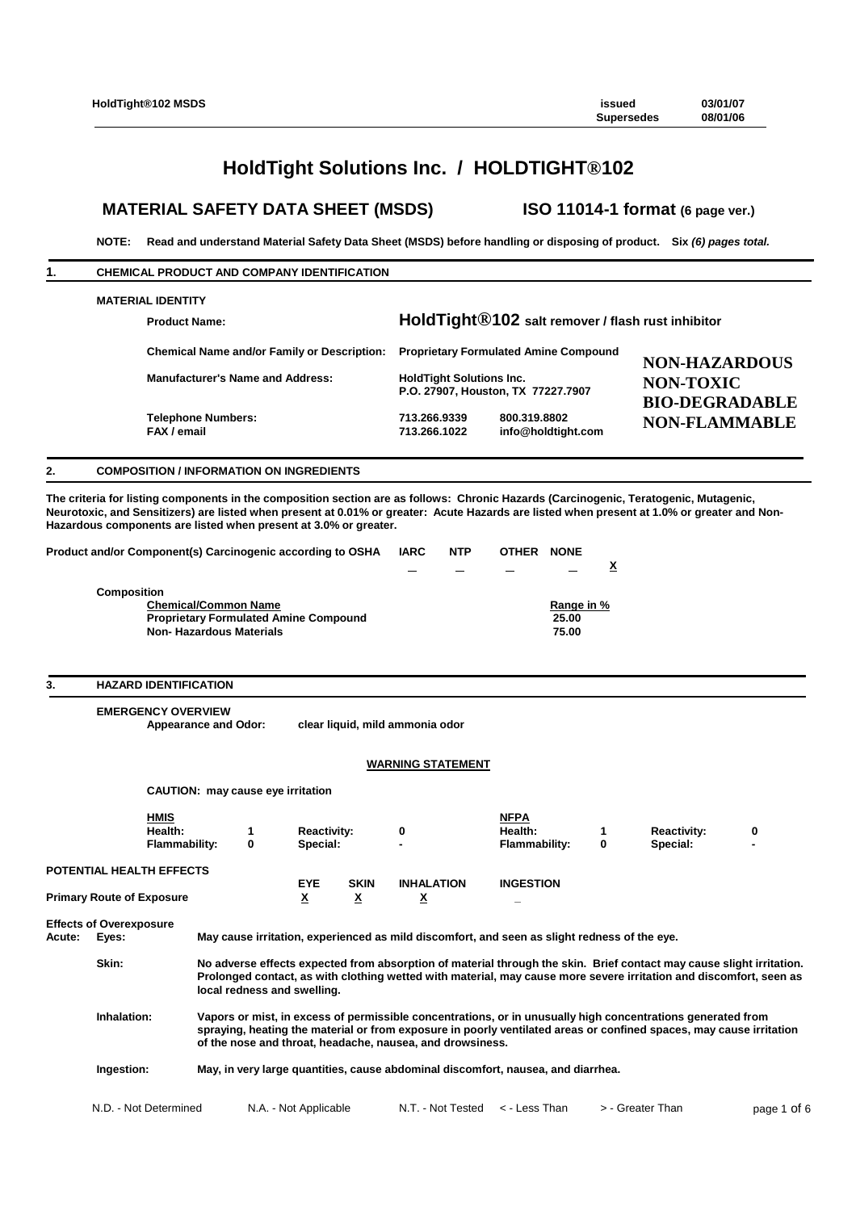# HoldTight Solutions Inc. / HOLDTIGHT®102

## MATERIAL SAFETY DATA SHEET (MSDS) ISO 11014-1 format (6 page ver.)

**NOTE: Read and understand Material Safety Data Sheet (MSDS) before handling or disposing of product. Six *(6) pages total.***

## 1. CHEMICAL PRODUCT AND COMPANY IDENTIFICATION

**MATERIAL IDENTITY**

| | | |
|---|---|---|
| **Product Name:** | **HoldTight®102 salt remover / flash rust inhibitor** | |
| **Chemical Name and/or Family or Description:** | **Proprietary Formulated Amine Compound** | |
| **Manufacturer's Name and Address:** | **HoldTight Solutions Inc. P.O. 27907, Houston, TX 77227.7907** | |
| **Telephone Numbers:** | **713.266.9339** | **800.319.8802** |
| **FAX / email** | **713.266.1022** | **info@holdtight.com** |

**NON-HAZARDOUS**
**NON-TOXIC**
**BIO-DEGRADABLE**
**NON-FLAMMABLE**

## 2. COMPOSITION / INFORMATION ON INGREDIENTS

**The criteria for listing components in the composition section are as follows: Chronic Hazards (Carcinogenic, Teratogenic, Mutagenic, Neurotoxic, and Sensitizers) are listed when present at 0.01% or greater: Acute Hazards are listed when present at 1.0% or greater and Non-Hazardous components are listed when present at 3.0% or greater.**

| Product and/or Component(s) Carcinogenic according to OSHA | IARC | NTP | OTHER | NONE |
|---|---|---|---|---|
| | _ | _ | _ | X |

**Composition**

| Chemical/Common Name | Range in % |
|---|---|
| Proprietary Formulated Amine Compound | 25.00 |
| Non- Hazardous Materials | 75.00 |

## 3. HAZARD IDENTIFICATION

**EMERGENCY OVERVIEW**

**Appearance and Odor:** clear liquid, mild ammonia odor

**WARNING STATEMENT**

**CAUTION: may cause eye irritation**

| HMIS | | | | NFPA | | | |
|---|---|---|---|---|---|---|---|
| Health: | 1 | Reactivity: | 0 | Health: | 1 | Reactivity: | 0 |
| Flammability: | 0 | Special: | - | Flammability: | 0 | Special: | - |

**POTENTIAL HEALTH EFFECTS**

| | EYE | SKIN | INHALATION | INGESTION |
|---|---|---|---|---|
| **Primary Route of Exposure** | X | X | X | _ |

**Effects of Overexposure**

**Acute:**

**Eyes:** May cause irritation, experienced as mild discomfort, and seen as slight redness of the eye.

**Skin:** No adverse effects expected from absorption of material through the skin. Brief contact may cause slight irritation. Prolonged contact, as with clothing wetted with material, may cause more severe irritation and discomfort, seen as local redness and swelling.

**Inhalation:** Vapors or mist, in excess of permissible concentrations, or in unusually high concentrations generated from spraying, heating the material or from exposure in poorly ventilated areas or confined spaces, may cause irritation of the nose and throat, headache, nausea, and drowsiness.

**Ingestion:** May, in very large quantities, cause abdominal discomfort, nausea, and diarrhea.

N.D. - Not Determined N.A. - Not Applicable N.T. - Not Tested < - Less Than > - Greater Than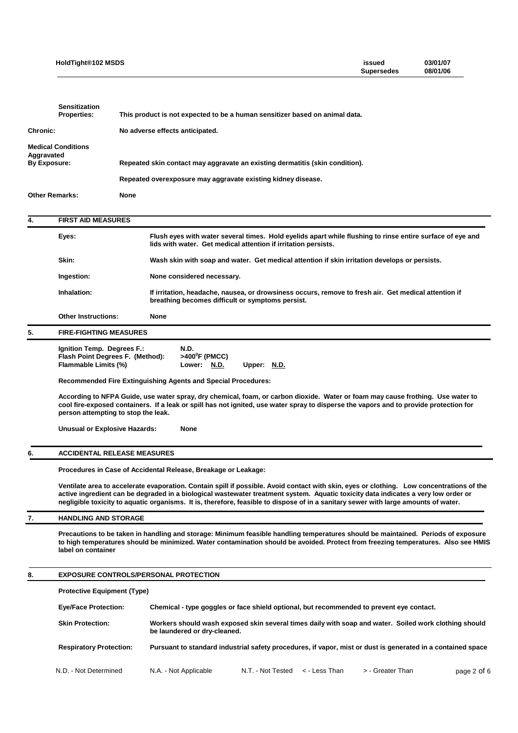**Sensitization Properties:** This product is not expected to be a human sensitizer based on animal data.

**Chronic:** No adverse effects anticipated.

**Medical Conditions Aggravated By Exposure:** Repeated skin contact may aggravate an existing dermatitis (skin condition).

Repeated overexposure may aggravate existing kidney disease.

**Other Remarks:** None

## 4. FIRST AID MEASURES

**Eyes:** Flush eyes with water several times. Hold eyelids apart while flushing to rinse entire surface of eye and lids with water. Get medical attention if irritation persists.

**Skin:** Wash skin with soap and water. Get medical attention if skin irritation develops or persists.

**Ingestion:** None considered necessary.

**Inhalation:** If irritation, headache, nausea, or drowsiness occurs, remove to fresh air. Get medical attention if breathing becomes difficult or symptoms persist.

**Other Instructions:** None

## 5. FIRE-FIGHTING MEASURES

**Ignition Temp. Degrees F.:** N.D.
**Flash Point Degrees F. (Method):** >400$^{0}$F (PMCC)
**Flammable Limits (%)** Lower: N.D. Upper: N.D.

**Recommended Fire Extinguishing Agents and Special Procedures:**

According to NFPA Guide, use water spray, dry chemical, foam, or carbon dioxide. Water or foam may cause frothing. Use water to cool fire-exposed containers. If a leak or spill has not ignited, use water spray to disperse the vapors and to provide protection for person attempting to stop the leak.

**Unusual or Explosive Hazards:** None

## 6. ACCIDENTAL RELEASE MEASURES

**Procedures in Case of Accidental Release, Breakage or Leakage:**

Ventilate area to accelerate evaporation. Contain spill if possible. Avoid contact with skin, eyes or clothing. Low concentrations of the active ingredient can be degraded in a biological wastewater treatment system. Aquatic toxicity data indicates a very low order or negligible toxicity to aquatic organisms. It is, therefore, feasible to dispose of in a sanitary sewer with large amounts of water.

## 7. HANDLING AND STORAGE

Precautions to be taken in handling and storage: Minimum feasible handling temperatures should be maintained. Periods of exposure to high temperatures should be minimized. Water contamination should be avoided. Protect from freezing temperatures. Also see HMIS label on container

## 8. EXPOSURE CONTROLS/PERSONAL PROTECTION

**Protective Equipment (Type)**

**Eye/Face Protection:** Chemical - type goggles or face shield optional, but recommended to prevent eye contact.

**Skin Protection:** Workers should wash exposed skin several times daily with soap and water. Soiled work clothing should be laundered or dry-cleaned.

**Respiratory Protection:** Pursuant to standard industrial safety procedures, if vapor, mist or dust is generated in a contained space

N.D. - Not Determined N.A. - Not Applicable N.T. - Not Tested < - Less Than > - Greater Than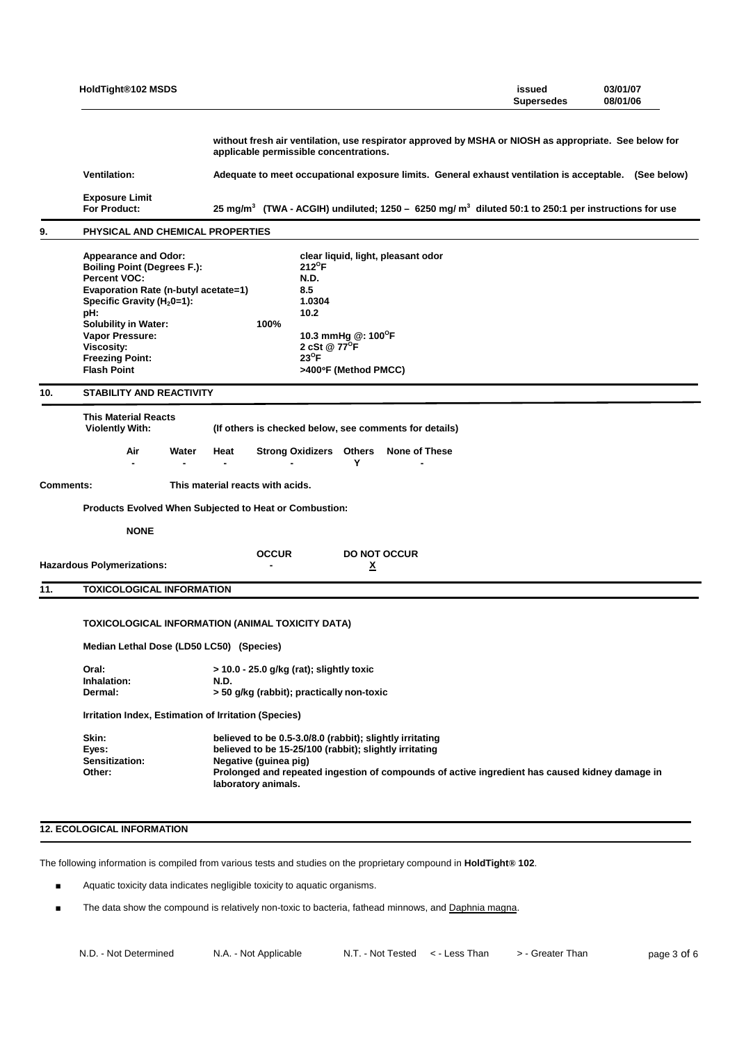without fresh air ventilation, use respirator approved by MSHA or NIOSH as appropriate. See below for applicable permissible concentrations.

**Ventilation:** Adequate to meet occupational exposure limits. General exhaust ventilation is acceptable. (See below)

**Exposure Limit For Product:** 25 $mg/m^3$ (TWA - ACGIH) undiluted; 1250 – 6250 $mg/m^3$ diluted 50:1 to 250:1 per instructions for use

## 9. PHYSICAL AND CHEMICAL PROPERTIES

| | |
|---|---|
| Appearance and Odor: | clear liquid, light, pleasant odor |
| Boiling Point (Degrees F.): | 212°F |
| Percent VOC: | N.D. |
| Evaporation Rate (n-butyl acetate=1) | 8.5 |
| Specific Gravity ($H_2O$=1): | 1.0304 |
| pH: | 10.2 |
| Solubility in Water: | 100% |
| Vapor Pressure: | 10.3 mmHg @: 100°F |
| Viscosity: | 2 cSt @ 77°F |
| Freezing Point: | 23°F |
| Flash Point | >400°F (Method PMCC) |

## 10. STABILITY AND REACTIVITY

**This Material Reacts Violently With:** (If others is checked below, see comments for details)

| Air | Water | Heat | Strong Oxidizers | Others | None of These |
|---|---|---|---|---|---|
| - | - | - | - | Y | - |

**Comments:** This material reacts with acids.

**Products Evolved When Subjected to Heat or Combustion:**

NONE

| | OCCUR | DO NOT OCCUR |
|---|---|---|
| Hazardous Polymerizations: | - | X |

## 11. TOXICOLOGICAL INFORMATION

**TOXICOLOGICAL INFORMATION (ANIMAL TOXICITY DATA)**

**Median Lethal Dose (LD50 LC50) (Species)**

| | |
|---|---|
| Oral: | > 10.0 - 25.0 g/kg (rat); slightly toxic |
| Inhalation: | N.D. |
| Dermal: | > 50 g/kg (rabbit); practically non-toxic |

**Irritation Index, Estimation of Irritation (Species)**

| | |
|---|---|
| Skin: | believed to be 0.5-3.0/8.0 (rabbit); slightly irritating |
| Eyes: | believed to be 15-25/100 (rabbit); slightly irritating |
| Sensitization: | Negative (guinea pig) |
| Other: | Prolonged and repeated ingestion of compounds of active ingredient has caused kidney damage in laboratory animals. |

## 12. ECOLOGICAL INFORMATION

The following information is compiled from various tests and studies on the proprietary compound in **HoldTight® 102**.

- Aquatic toxicity data indicates negligible toxicity to aquatic organisms.
- The data show the compound is relatively non-toxic to bacteria, fathead minnows, and Daphnia magna.

N.D. - Not Determined N.A. - Not Applicable N.T. - Not Tested < - Less Than > - Greater Than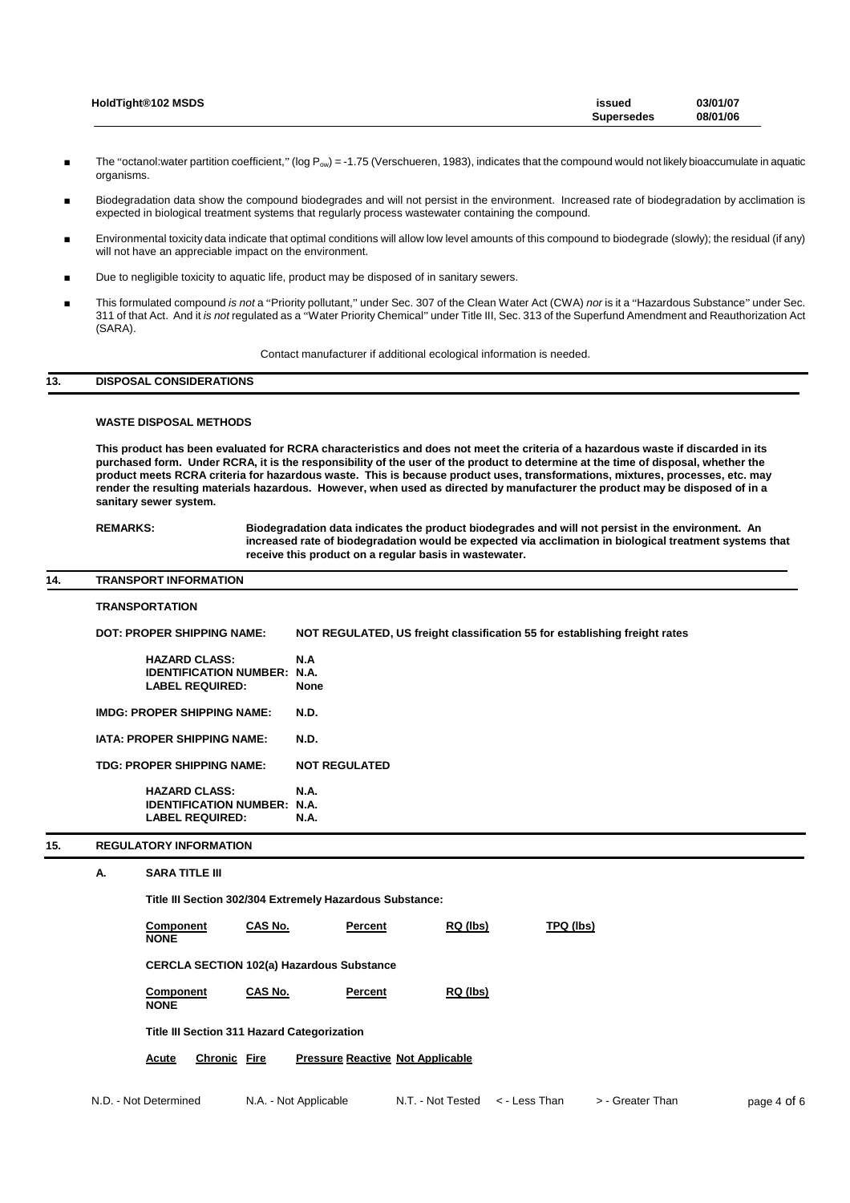- The "octanol:water partition coefficient," (log $P_{ow}$) = -1.75 (Verschueren, 1983), indicates that the compound would not likely bioaccumulate in aquatic organisms.
- Biodegradation data show the compound biodegrades and will not persist in the environment. Increased rate of biodegradation by acclimation is expected in biological treatment systems that regularly process wastewater containing the compound.
- Environmental toxicity data indicate that optimal conditions will allow low level amounts of this compound to biodegrade (slowly); the residual (if any) will not have an appreciable impact on the environment.
- Due to negligible toxicity to aquatic life, product may be disposed of in sanitary sewers.
- This formulated compound *is not* a "Priority pollutant," under Sec. 307 of the Clean Water Act (CWA) *nor* is it a "Hazardous Substance" under Sec. 311 of that Act. And it *is not* regulated as a "Water Priority Chemical" under Title III, Sec. 313 of the Superfund Amendment and Reauthorization Act (SARA).

Contact manufacturer if additional ecological information is needed.

## 13. DISPOSAL CONSIDERATIONS

**WASTE DISPOSAL METHODS**

**This product has been evaluated for RCRA characteristics and does not meet the criteria of a hazardous waste if discarded in its purchased form. Under RCRA, it is the responsibility of the user of the product to determine at the time of disposal, whether the product meets RCRA criteria for hazardous waste. This is because product uses, transformations, mixtures, processes, etc. may render the resulting materials hazardous. However, when used as directed by manufacturer the product may be disposed of in a sanitary sewer system.**

**REMARKS:** **Biodegradation data indicates the product biodegrades and will not persist in the environment. An increased rate of biodegradation would be expected via acclimation in biological treatment systems that receive this product on a regular basis in wastewater.**

## 14. TRANSPORT INFORMATION

**TRANSPORTATION**

**DOT: PROPER SHIPPING NAME:** **NOT REGULATED, US freight classification 55 for establishing freight rates**

- **HAZARD CLASS:** **N.A**
- **IDENTIFICATION NUMBER:** **N.A.**
- **LABEL REQUIRED:** **None**

**IMDG: PROPER SHIPPING NAME:** **N.D.**

**IATA: PROPER SHIPPING NAME:** **N.D.**

**TDG: PROPER SHIPPING NAME:** **NOT REGULATED**

- **HAZARD CLASS:** **N.A.**
- **IDENTIFICATION NUMBER:** **N.A.**
- **LABEL REQUIRED:** **N.A.**

## 15. REGULATORY INFORMATION

### A. SARA TITLE III

**Title III Section 302/304 Extremely Hazardous Substance:**

| Component | CAS No. | Percent | RQ (lbs) | TPQ (lbs) |
|---|---|---|---|---|
| NONE | | | | |

**CERCLA SECTION 102(a) Hazardous Substance**

| Component | CAS No. | Percent | RQ (lbs) |
|---|---|---|---|
| NONE | | | |

**Title III Section 311 Hazard Categorization**

| Acute | Chronic | Fire | Pressure | Reactive | Not Applicable |
|---|---|---|---|---|---|

N.D. - Not Determined    N.A. - Not Applicable    N.T. - Not Tested    < - Less Than    > - Greater Than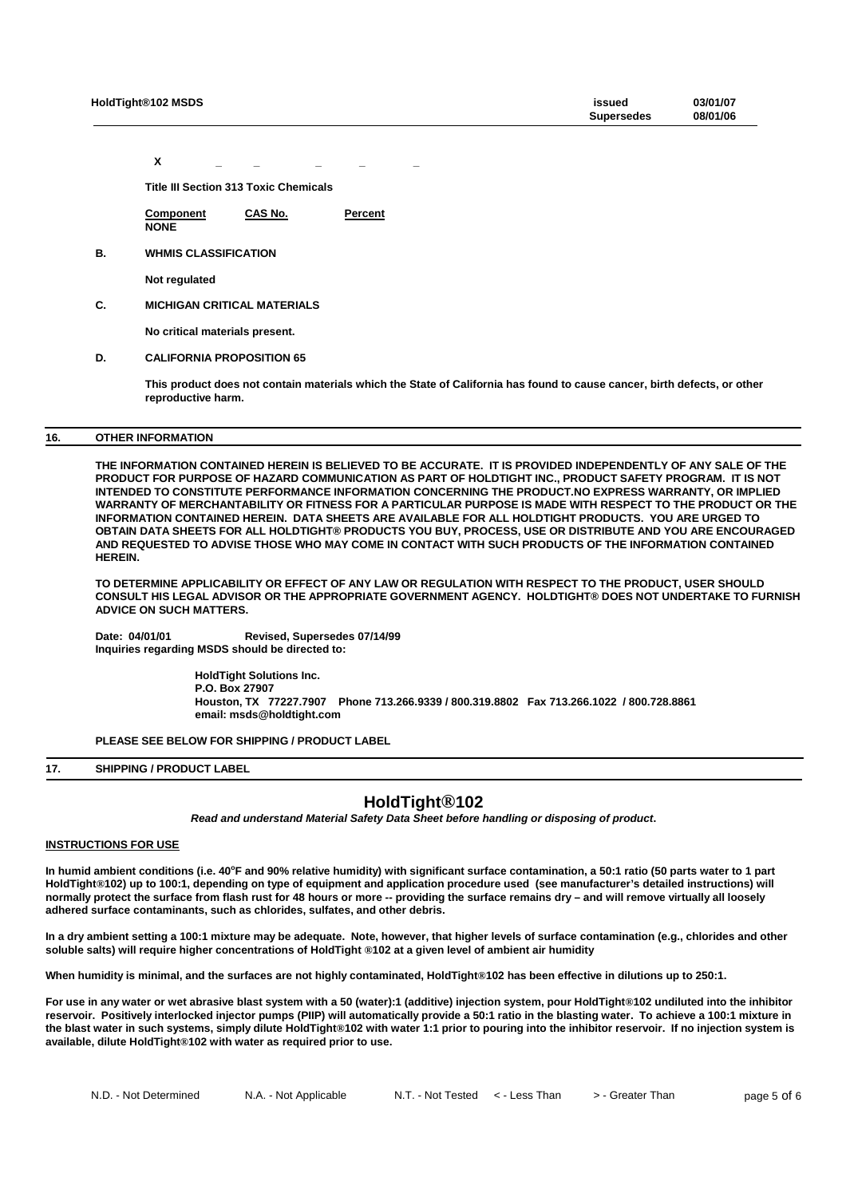X _ _ _ _ _

**Title III Section 313 Toxic Chemicals**

| Component | CAS No. | Percent |
|---|---|---|
| NONE | | |

**B. WHMIS CLASSIFICATION**

**Not regulated**

**C. MICHIGAN CRITICAL MATERIALS**

**No critical materials present.**

**D. CALIFORNIA PROPOSITION 65**

**This product does not contain materials which the State of California has found to cause cancer, birth defects, or other reproductive harm.**

## 16. OTHER INFORMATION

**THE INFORMATION CONTAINED HEREIN IS BELIEVED TO BE ACCURATE. IT IS PROVIDED INDEPENDENTLY OF ANY SALE OF THE PRODUCT FOR PURPOSE OF HAZARD COMMUNICATION AS PART OF HOLDTIGHT INC., PRODUCT SAFETY PROGRAM. IT IS NOT INTENDED TO CONSTITUTE PERFORMANCE INFORMATION CONCERNING THE PRODUCT.NO EXPRESS WARRANTY, OR IMPLIED WARRANTY OF MERCHANTABILITY OR FITNESS FOR A PARTICULAR PURPOSE IS MADE WITH RESPECT TO THE PRODUCT OR THE INFORMATION CONTAINED HEREIN. DATA SHEETS ARE AVAILABLE FOR ALL HOLDTIGHT PRODUCTS. YOU ARE URGED TO OBTAIN DATA SHEETS FOR ALL HOLDTIGHT® PRODUCTS YOU BUY, PROCESS, USE OR DISTRIBUTE AND YOU ARE ENCOURAGED AND REQUESTED TO ADVISE THOSE WHO MAY COME IN CONTACT WITH SUCH PRODUCTS OF THE INFORMATION CONTAINED HEREIN.**

**TO DETERMINE APPLICABILITY OR EFFECT OF ANY LAW OR REGULATION WITH RESPECT TO THE PRODUCT, USER SHOULD CONSULT HIS LEGAL ADVISOR OR THE APPROPRIATE GOVERNMENT AGENCY. HOLDTIGHT® DOES NOT UNDERTAKE TO FURNISH ADVICE ON SUCH MATTERS.**

**Date: 04/01/01 Revised, Supersedes 07/14/99**
**Inquiries regarding MSDS should be directed to:**

**HoldTight Solutions Inc.**
**P.O. Box 27907**
**Houston, TX 77227.7907 Phone 713.266.9339 / 800.319.8802 Fax 713.266.1022 / 800.728.8861**
**email: msds@holdtight.com**

**PLEASE SEE BELOW FOR SHIPPING / PRODUCT LABEL**

## 17. SHIPPING / PRODUCT LABEL

# HoldTight®102

***Read and understand Material Safety Data Sheet before handling or disposing of product.***

**INSTRUCTIONS FOR USE**

**In humid ambient conditions (i.e. 40°F and 90% relative humidity) with significant surface contamination, a 50:1 ratio (50 parts water to 1 part HoldTight®102) up to 100:1, depending on type of equipment and application procedure used (see manufacturer's detailed instructions) will normally protect the surface from flash rust for 48 hours or more -- providing the surface remains dry – and will remove virtually all loosely adhered surface contaminants, such as chlorides, sulfates, and other debris.**

**In a dry ambient setting a 100:1 mixture may be adequate. Note, however, that higher levels of surface contamination (e.g., chlorides and other soluble salts) will require higher concentrations of HoldTight ®102 at a given level of ambient air humidity**

**When humidity is minimal, and the surfaces are not highly contaminated, HoldTight®102 has been effective in dilutions up to 250:1.**

**For use in any water or wet abrasive blast system with a 50 (water):1 (additive) injection system, pour HoldTight®102 undiluted into the inhibitor reservoir. Positively interlocked injector pumps (PIIP) will automatically provide a 50:1 ratio in the blasting water. To achieve a 100:1 mixture in the blast water in such systems, simply dilute HoldTight®102 with water 1:1 prior to pouring into the inhibitor reservoir. If no injection system is available, dilute HoldTight®102 with water as required prior to use.**

N.D. - Not Determined N.A. - Not Applicable N.T. - Not Tested < - Less Than > - Greater Than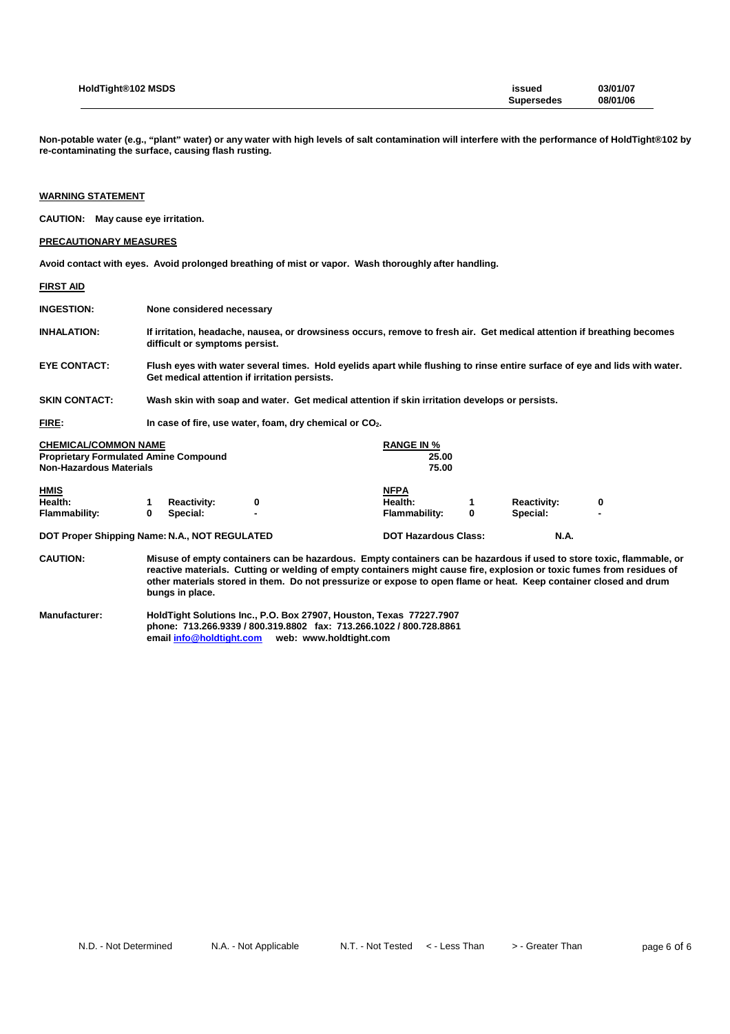**Non-potable water (e.g., "plant" water) or any water with high levels of salt contamination will interfere with the performance of HoldTight®102 by re-contaminating the surface, causing flash rusting.**

**WARNING STATEMENT**

**CAUTION: May cause eye irritation.**

**PRECAUTIONARY MEASURES**

**Avoid contact with eyes. Avoid prolonged breathing of mist or vapor. Wash thoroughly after handling.**

**FIRST AID**

**INGESTION:** None considered necessary

**INHALATION:** If irritation, headache, nausea, or drowsiness occurs, remove to fresh air. Get medical attention if breathing becomes difficult or symptoms persist.

**EYE CONTACT:** Flush eyes with water several times. Hold eyelids apart while flushing to rinse entire surface of eye and lids with water. Get medical attention if irritation persists.

**SKIN CONTACT:** Wash skin with soap and water. Get medical attention if skin irritation develops or persists.

**FIRE:** In case of fire, use water, foam, dry chemical or $CO_2$.

| CHEMICAL/COMMON NAME | RANGE IN % |
|---|---|
| Proprietary Formulated Amine Compound | 25.00 |
| Non-Hazardous Materials | 75.00 |

| HMIS | | | | NFPA | | | |
|---|---|---|---|---|---|---|---|
| Health: | 1 | Reactivity: | 0 | Health: | 1 | Reactivity: | 0 |
| Flammability: | 0 | Special: | - | Flammability: | 0 | Special: | - |

**DOT Proper Shipping Name: N.A., NOT REGULATED** **DOT Hazardous Class: N.A.**

**CAUTION:** Misuse of empty containers can be hazardous. Empty containers can be hazardous if used to store toxic, flammable, or reactive materials. Cutting or welding of empty containers might cause fire, explosion or toxic fumes from residues of other materials stored in them. Do not pressurize or expose to open flame or heat. Keep container closed and drum bungs in place.

**Manufacturer:** HoldTight Solutions Inc., P.O. Box 27907, Houston, Texas 77227.7907
phone: 713.266.9339 / 800.319.8802 fax: 713.266.1022 / 800.728.8861
email info@holdtight.com web: www.holdtight.com

N.D. - Not Determined N.A. - Not Applicable N.T. - Not Tested < - Less Than > - Greater Than